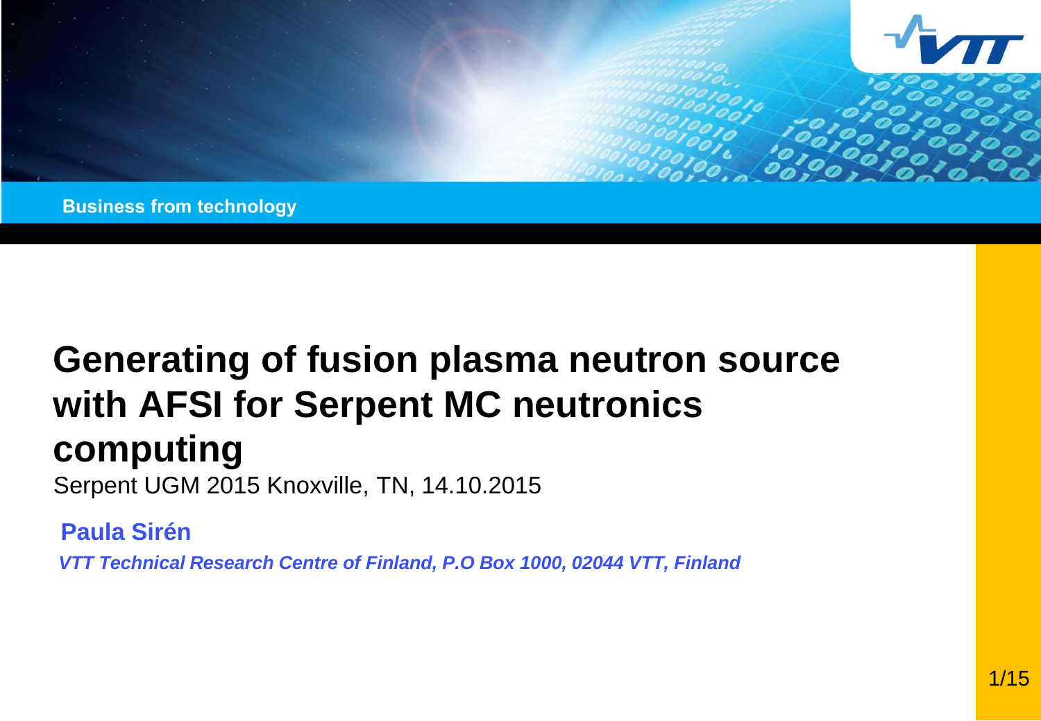Business from technology

# Generating of fusion plasma neutron source with AFSI for Serpent MC neutronics computing

Serpent UGM 2015 Knoxville, TN, 14.10.2015

**Paula Sirén**

***VTT Technical Research Centre of Finland, P.O Box 1000, 02044 VTT, Finland***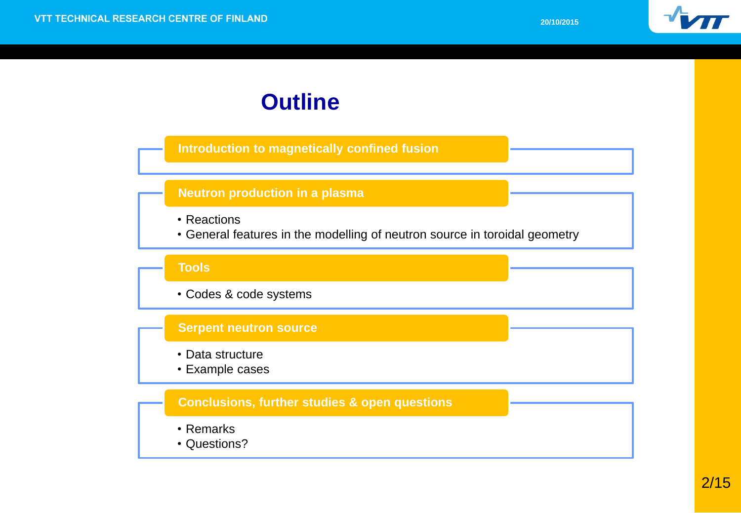# Outline

## Introduction to magnetically confined fusion

## Neutron production in a plasma

- Reactions
- General features in the modelling of neutron source in toroidal geometry

## Tools

- Codes & code systems

## Serpent neutron source

- Data structure
- Example cases

## Conclusions, further studies & open questions

- Remarks
- Questions?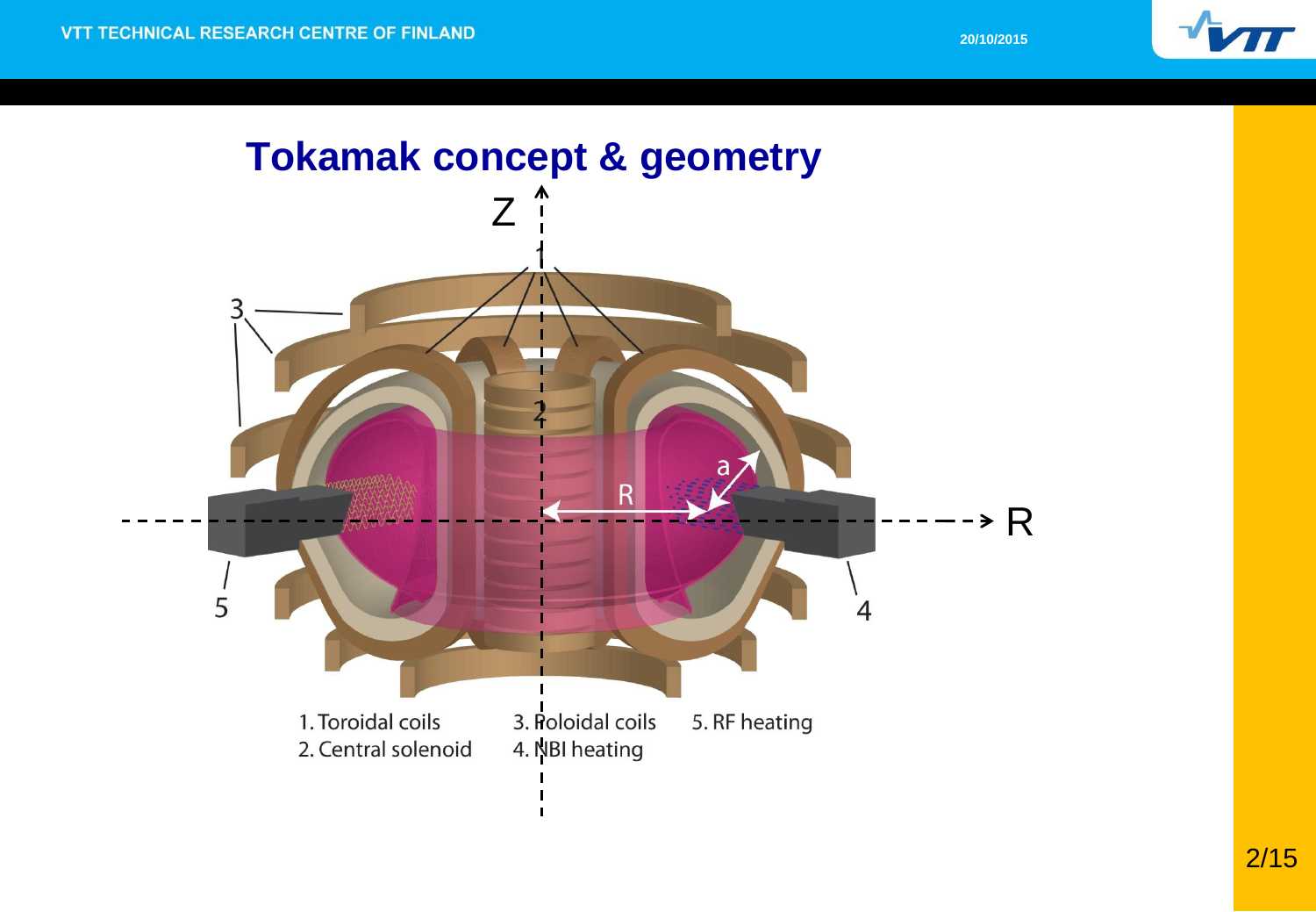# Tokamak concept & geometry

1. Toroidal coils
2. Central solenoid
3. Poloidal coils
4. NBI heating
5. RF heating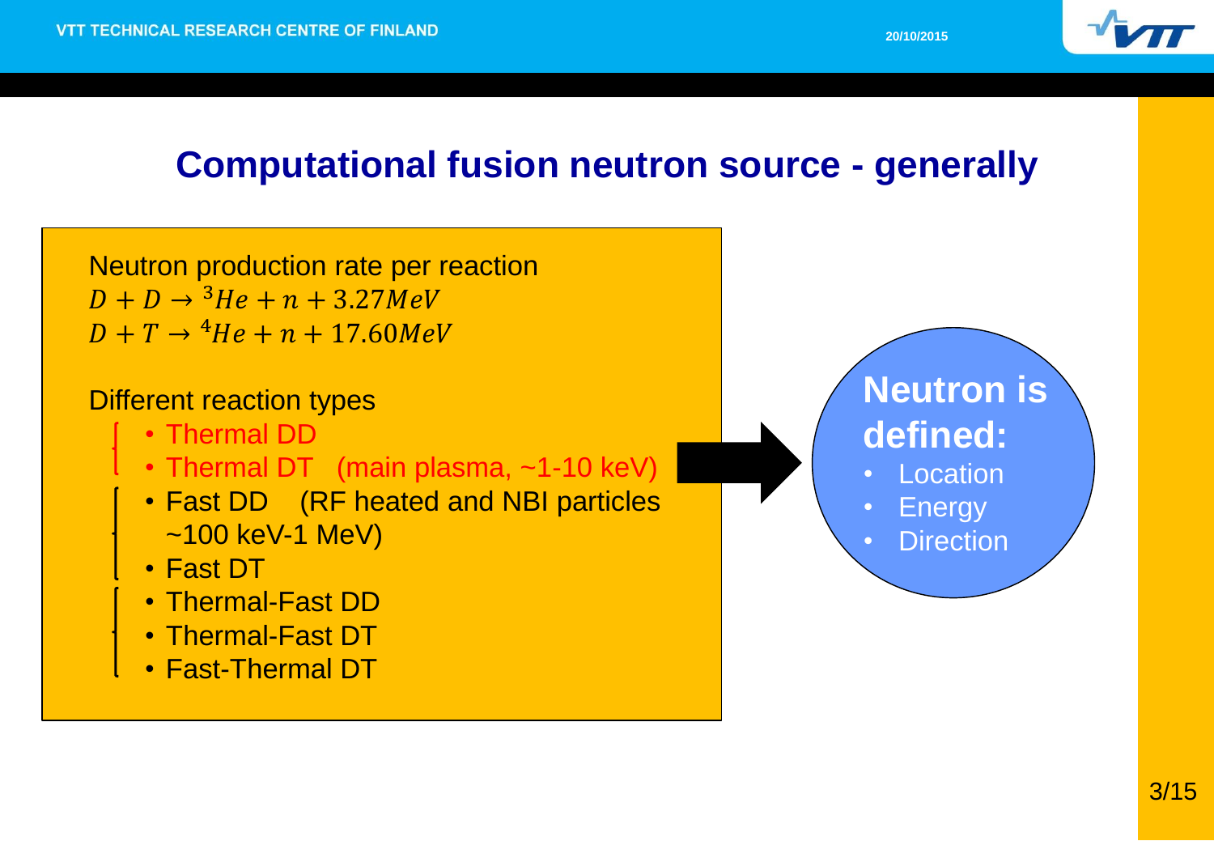# Computational fusion neutron source - generally

Neutron production rate per reaction

$D + D \rightarrow {}^{3}He + n + 3.27MeV$

$D + T \rightarrow {}^{4}He + n + 17.60MeV$

Different reaction types

- Thermal DD
- Thermal DT (main plasma, ~1-10 keV)
- Fast DD (RF heated and NBI particles ~100 keV-1 MeV)
- Fast DT
- Thermal-Fast DD
- Thermal-Fast DT
- Fast-Thermal DT

**Neutron is defined:**

- Location
- Energy
- Direction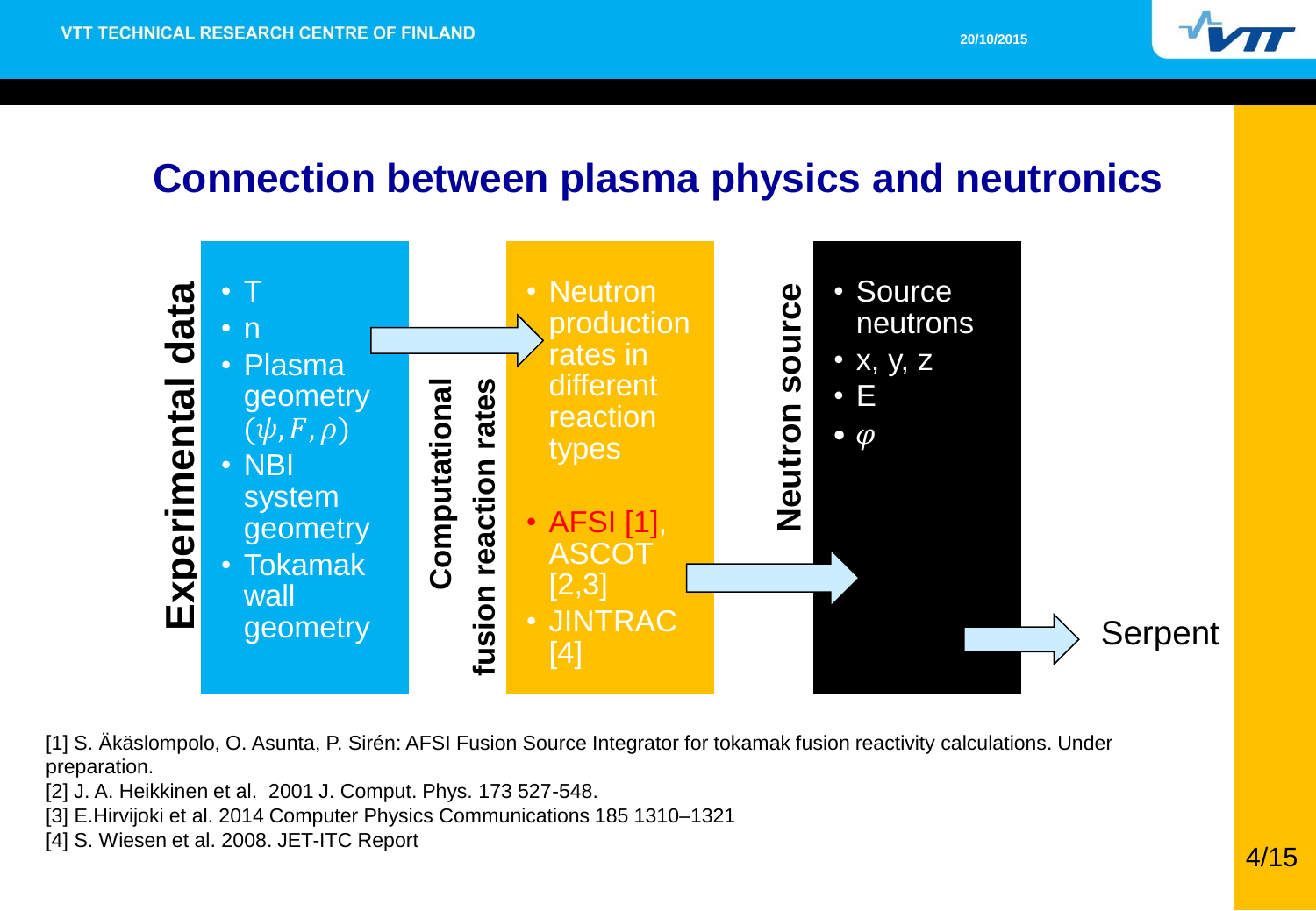## Connection between plasma physics and neutronics

**Experimental data**

- T
- n
- Plasma geometry $(\psi, F, \rho)$
- NBI system geometry
- Tokamak wall geometry

**Computational fusion reaction rates**

- Neutron production rates in different reaction types
- AFSI [1], ASCOT [2,3]
- JINTRAC [4]

**Neutron source**

- Source neutrons
- x, y, z
- E
- $\varphi$

Serpent

[1] S. Äkäslompolo, O. Asunta, P. Sirén: AFSI Fusion Source Integrator for tokamak fusion reactivity calculations. Under preparation.
[2] J. A. Heikkinen et al. 2001 J. Comput. Phys. 173 527-548.
[3] E.Hirvijoki et al. 2014 Computer Physics Communications 185 1310–1321
[4] S. Wiesen et al. 2008. JET-ITC Report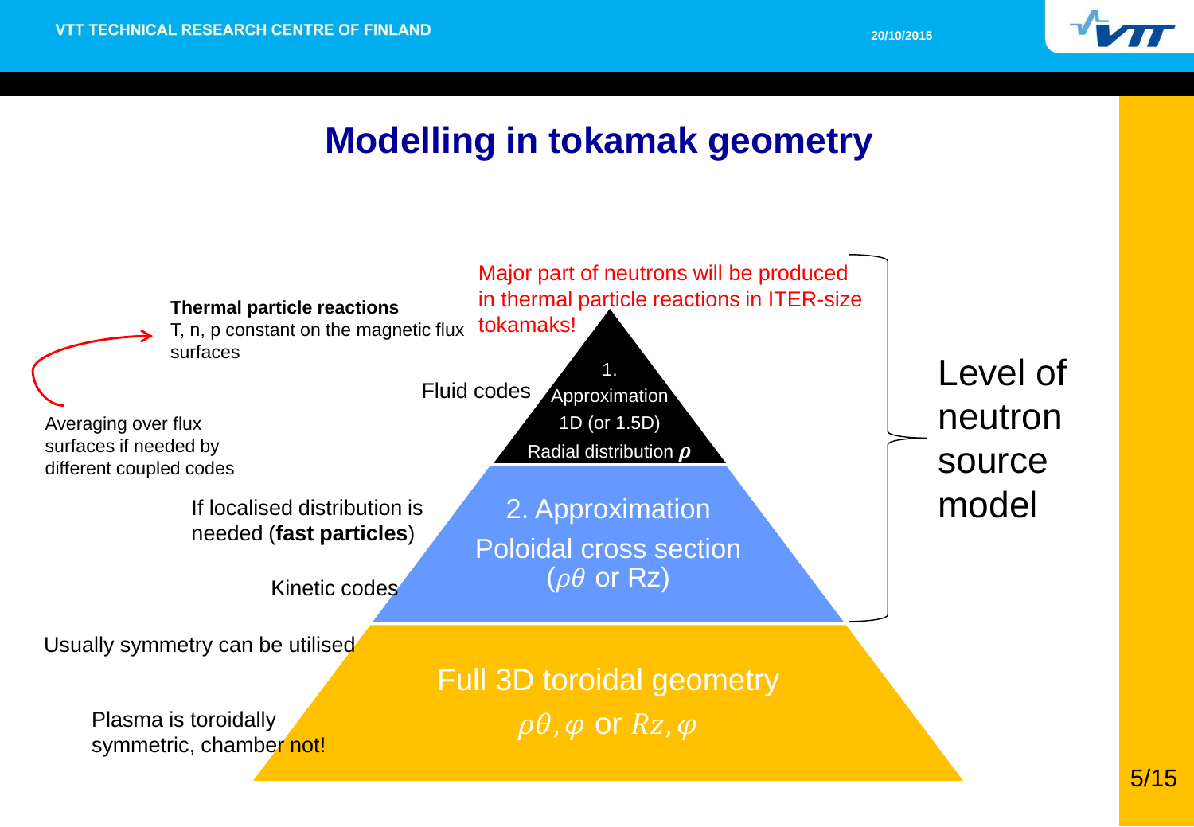# Modelling in tokamak geometry

**Thermal particle reactions**
T, n, p constant on the magnetic flux surfaces

Averaging over flux surfaces if needed by different coupled codes

Major part of neutrons will be produced in thermal particle reactions in ITER-size tokamaks!

Fluid codes

1. Approximation
1D (or 1.5D)
Radial distribution $\boldsymbol{\rho}$

If localised distribution is needed (**fast particles**)

Kinetic codes

2. Approximation
Poloidal cross section
($\rho\theta$ or Rz)

Level of neutron source model

Usually symmetry can be utilised

Plasma is toroidally symmetric, chamber not!

Full 3D toroidal geometry
$\rho\theta, \varphi$ or $Rz, \varphi$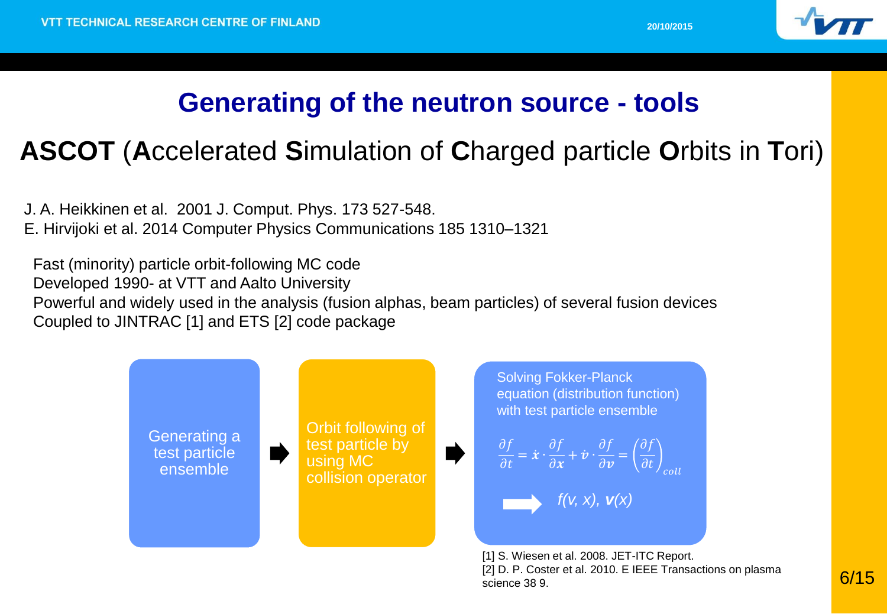# Generating of the neutron source - tools

## **ASCOT** (**A**ccelerated **S**imulation of **C**harged particle **O**rbits in **T**ori)

J. A. Heikkinen et al. 2001 J. Comput. Phys. 173 527-548.
E. Hirvijoki et al. 2014 Computer Physics Communications 185 1310–1321

Fast (minority) particle orbit-following MC code
Developed 1990- at VTT and Aalto University
Powerful and widely used in the analysis (fusion alphas, beam particles) of several fusion devices
Coupled to JINTRAC [1] and ETS [2] code package

Generating a test particle ensemble → Orbit following of test particle by using MC collision operator → Solving Fokker-Planck equation (distribution function) with test particle ensemble

$$\frac{\partial f}{\partial t} = \dot{\boldsymbol{x}} \cdot \frac{\partial f}{\partial \boldsymbol{x}} + \dot{\boldsymbol{v}} \cdot \frac{\partial f}{\partial \boldsymbol{v}} = \left(\frac{\partial f}{\partial t}\right)_{coll}$$

→ $f(v, x)$, $\boldsymbol{v}(x)$

[1] S. Wiesen et al. 2008. JET-ITC Report.
[2] D. P. Coster et al. 2010. E IEEE Transactions on plasma science 38 9.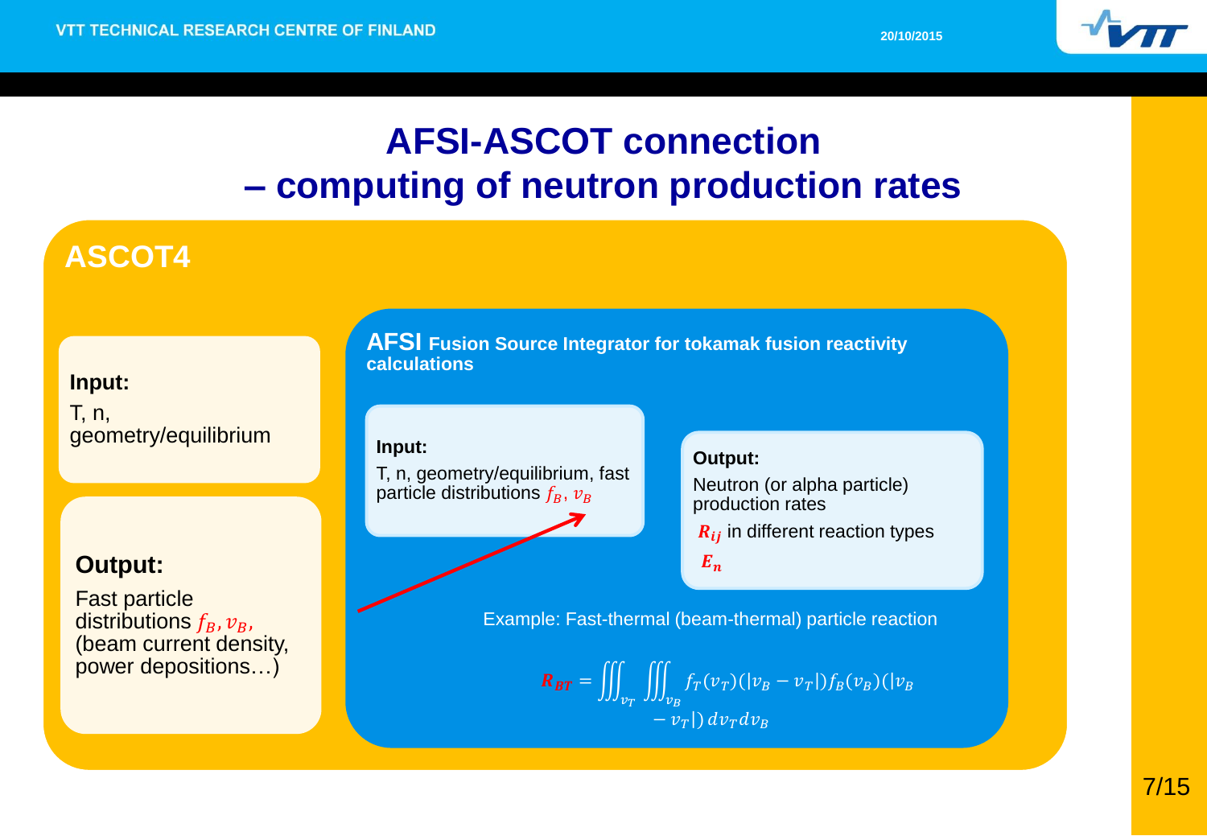# AFSI-ASCOT connection – computing of neutron production rates

## ASCOT4

**Input:**
T, n,
geometry/equilibrium

**Output:**
Fast particle distributions $f_B, v_B$,
(beam current density, power depositions…)

### AFSI Fusion Source Integrator for tokamak fusion reactivity calculations

**Input:**
T, n, geometry/equilibrium, fast particle distributions $f_B, v_B$

**Output:**
Neutron (or alpha particle) production rates

$R_{ij}$ in different reaction types

$E_n$

Example: Fast-thermal (beam-thermal) particle reaction

$$R_{BT} = \iiint_{v_T} \iiint_{v_B} f_T(v_T)(|v_B - v_T|) f_B(v_B)(|v_B - v_T|)\, dv_T dv_B$$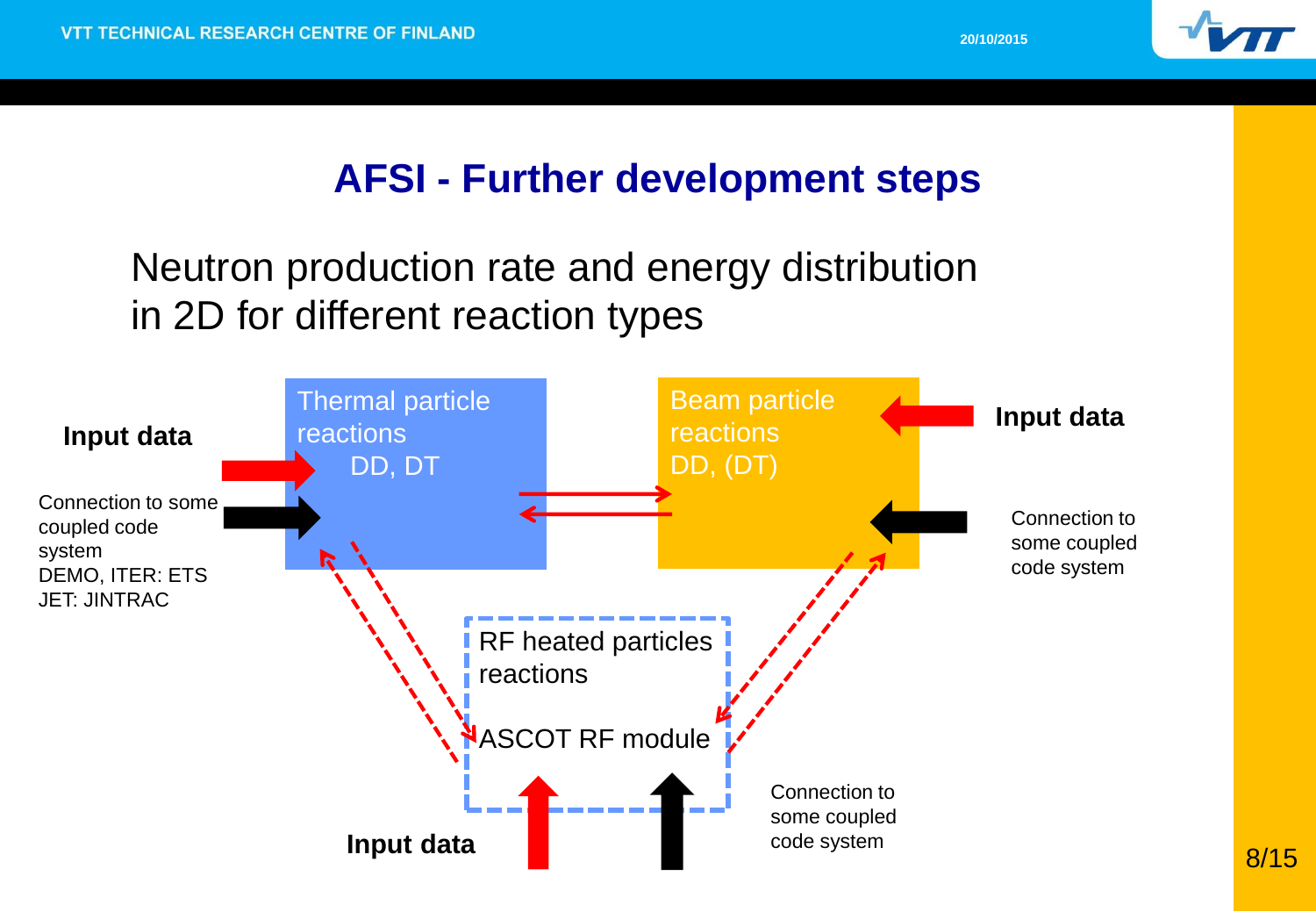# AFSI - Further development steps

Neutron production rate and energy distribution in 2D for different reaction types

**Input data**

Connection to some coupled code system
DEMO, ITER: ETS
JET: JINTRAC

Thermal particle reactions
DD, DT

Beam particle reactions
DD, (DT)

**Input data**

Connection to some coupled code system

RF heated particles reactions

ASCOT RF module

**Input data**

Connection to some coupled code system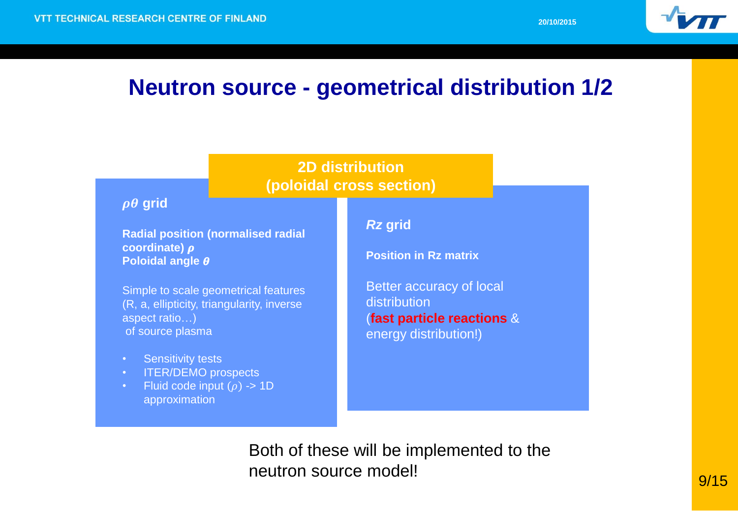# Neutron source - geometrical distribution 1/2

**2D distribution (poloidal cross section)**

### $\rho\theta$ grid

**Radial position (normalised radial coordinate) $\rho$**
**Poloidal angle $\theta$**

Simple to scale geometrical features (R, a, ellipticity, triangularity, inverse aspect ratio…) of source plasma

- Sensitivity tests
- ITER/DEMO prospects
- Fluid code input ($\rho$) -> 1D approximation

### *Rz* grid

**Position in Rz matrix**

Better accuracy of local distribution (**fast particle reactions** & energy distribution!)

Both of these will be implemented to the neutron source model!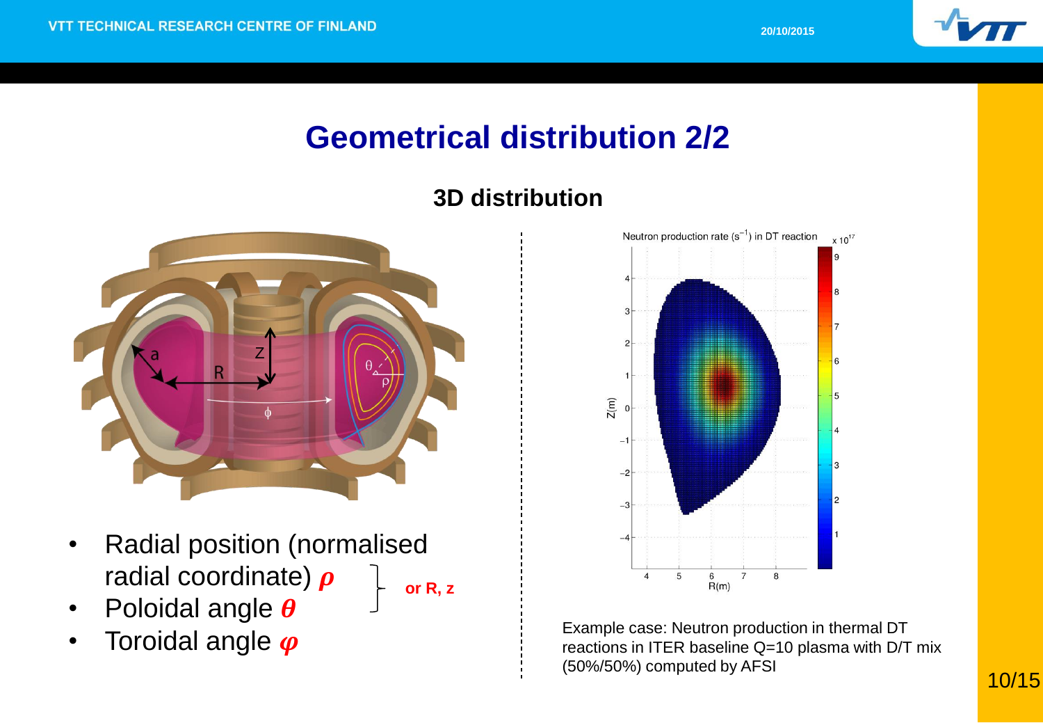# Geometrical distribution 2/2

## 3D distribution

- Radial position (normalised radial coordinate) $\boldsymbol{\rho}$
- Poloidal angle $\boldsymbol{\theta}$
- Toroidal angle $\boldsymbol{\varphi}$

(Radial position and poloidal angle: **or R, z**)

Example case: Neutron production in thermal DT reactions in ITER baseline Q=10 plasma with D/T mix (50%/50%) computed by AFSI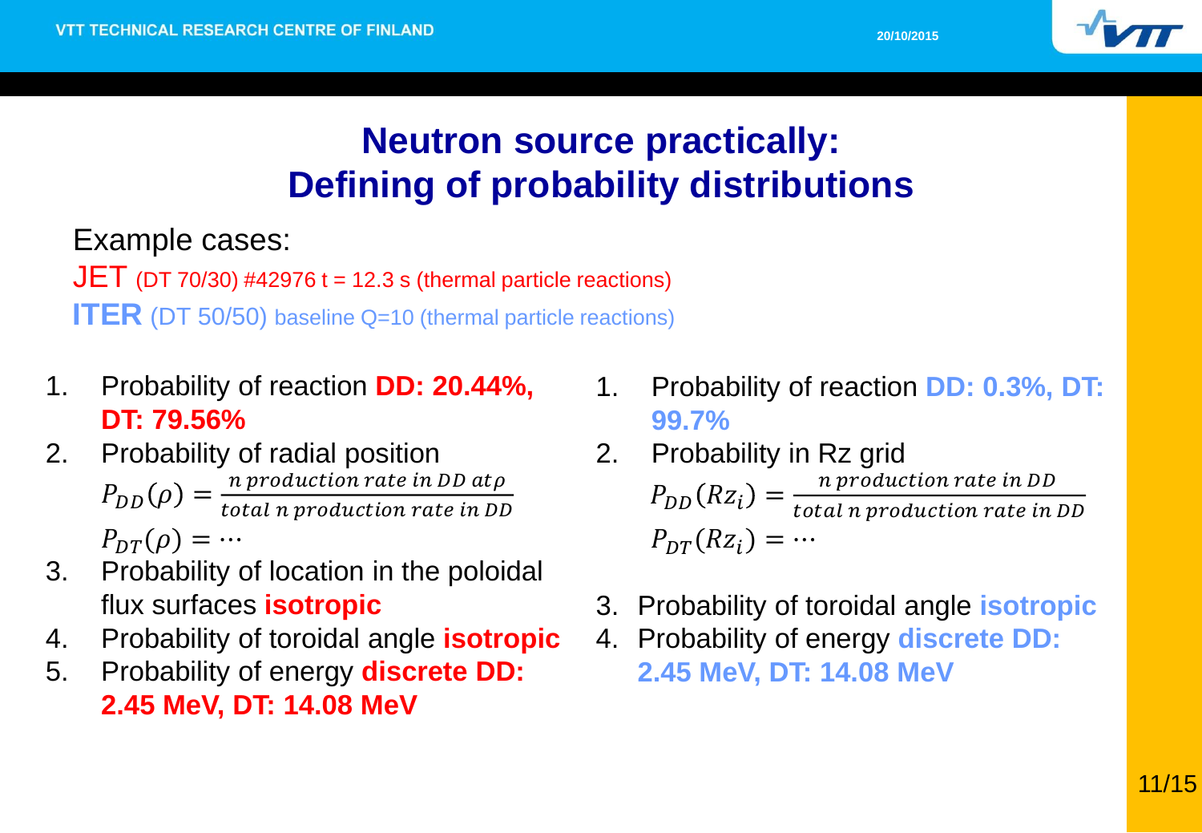# Neutron source practically: Defining of probability distributions

Example cases:

**JET** (DT 70/30) #42976 t = 12.3 s (thermal particle reactions)

**ITER** (DT 50/50) baseline Q=10 (thermal particle reactions)

**JET**

1. Probability of reaction **DD: 20.44%, DT: 79.56%**
2. Probability of radial position
   $$P_{DD}(\rho) = \frac{n\ production\ rate\ in\ DD\ at\ \rho}{total\ n\ production\ rate\ in\ DD}$$
   $$P_{DT}(\rho) = \cdots$$
3. Probability of location in the poloidal flux surfaces **isotropic**
4. Probability of toroidal angle **isotropic**
5. Probability of energy **discrete DD: 2.45 MeV, DT: 14.08 MeV**

**ITER**

1. Probability of reaction **DD: 0.3%, DT: 99.7%**
2. Probability in Rz grid
   $$P_{DD}(Rz_i) = \frac{n\ production\ rate\ in\ DD}{total\ n\ production\ rate\ in\ DD}$$
   $$P_{DT}(Rz_i) = \cdots$$
3. Probability of toroidal angle **isotropic**
4. Probability of energy **discrete DD: 2.45 MeV, DT: 14.08 MeV**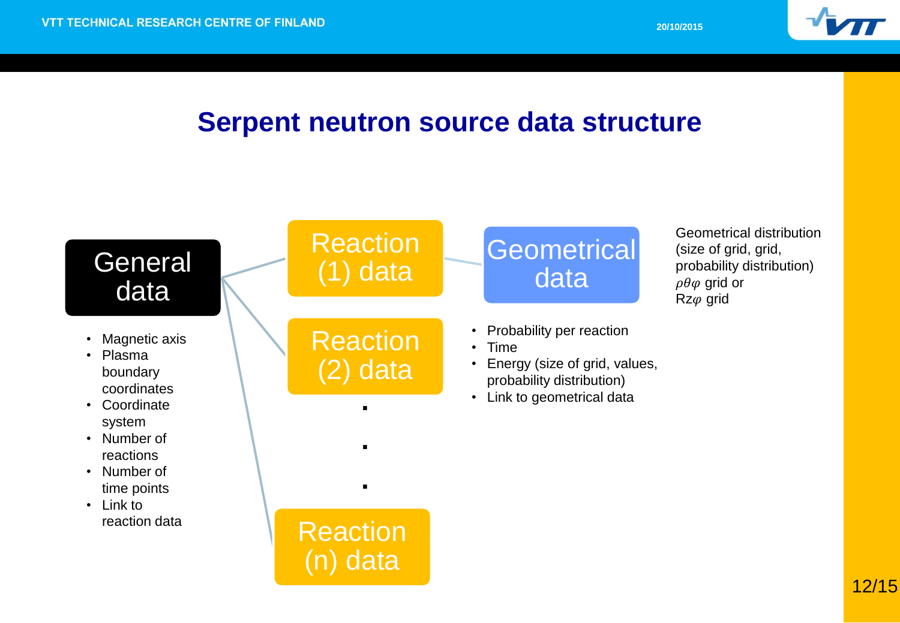# Serpent neutron source data structure

**General data**

- Magnetic axis
- Plasma boundary coordinates
- Coordinate system
- Number of reactions
- Number of time points
- Link to reaction data

**Reaction (1) data**

**Reaction (2) data**

.

.

.

**Reaction (n) data**

- Probability per reaction
- Time
- Energy (size of grid, values, probability distribution)
- Link to geometrical data

**Geometrical data**

Geometrical distribution (size of grid, grid, probability distribution)
$\rho\theta\varphi$ grid or
$Rz\varphi$ grid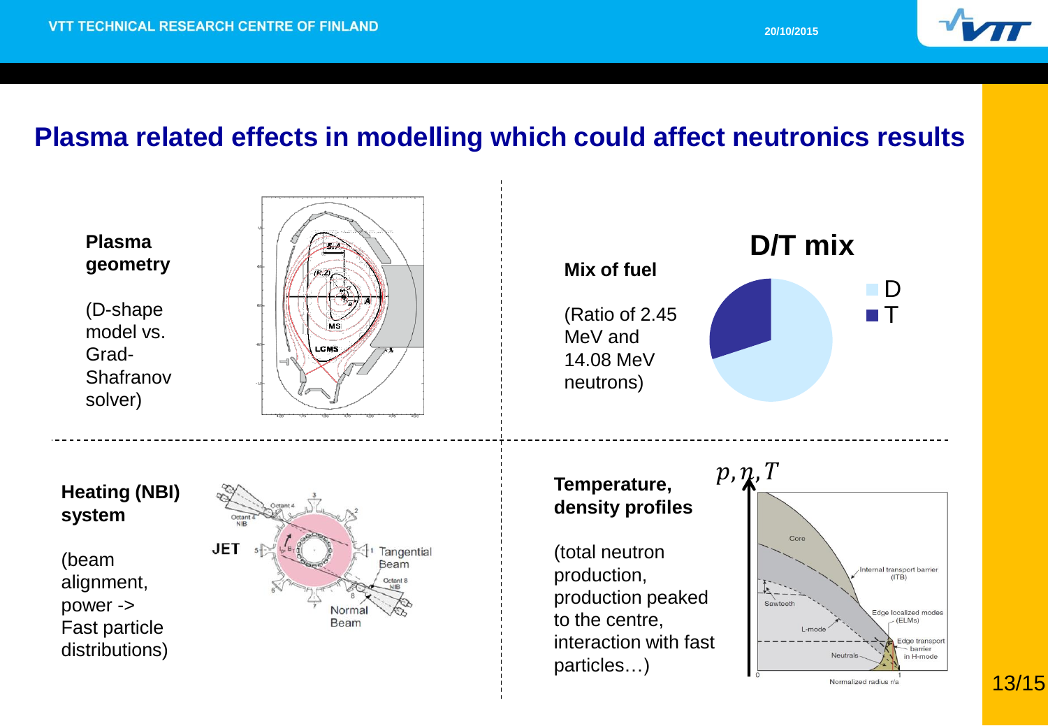# Plasma related effects in modelling which could affect neutronics results

**Plasma geometry**

(D-shape model vs. Grad-Shafranov solver)

**Mix of fuel**

(Ratio of 2.45 MeV and 14.08 MeV neutrons)

**D/T mix**

- D
- T

**Heating (NBI) system**

(beam alignment, power -> Fast particle distributions)

**Temperature, density profiles**

(total neutron production, production peaked to the centre, interaction with fast particles…)

$p, n, T$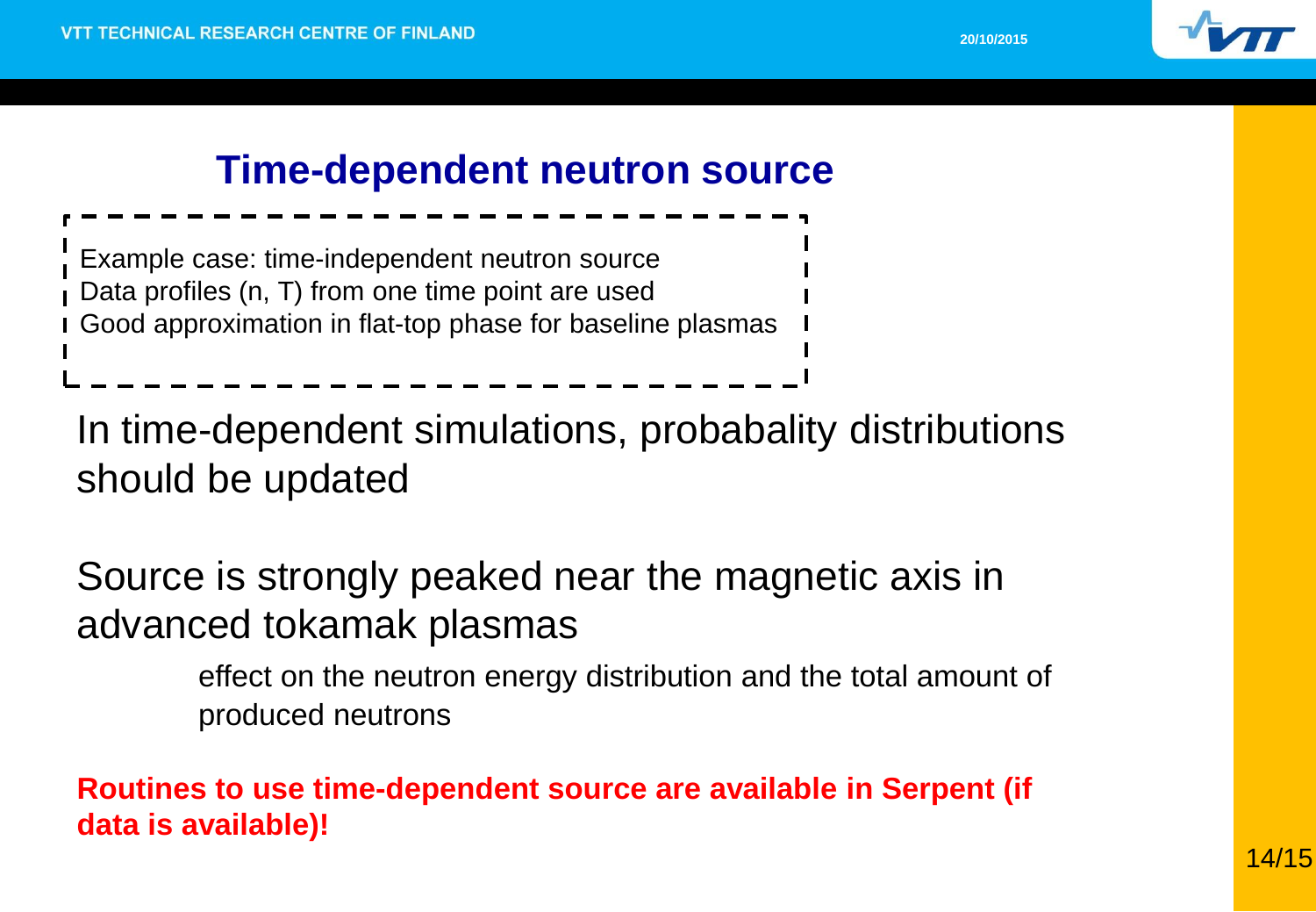# Time-dependent neutron source

Example case: time-independent neutron source
Data profiles (n, T) from one time point are used
Good approximation in flat-top phase for baseline plasmas

In time-dependent simulations, probabality distributions should be updated

Source is strongly peaked near the magnetic axis in advanced tokamak plasmas

effect on the neutron energy distribution and the total amount of produced neutrons

**Routines to use time-dependent source are available in Serpent (if data is available)!**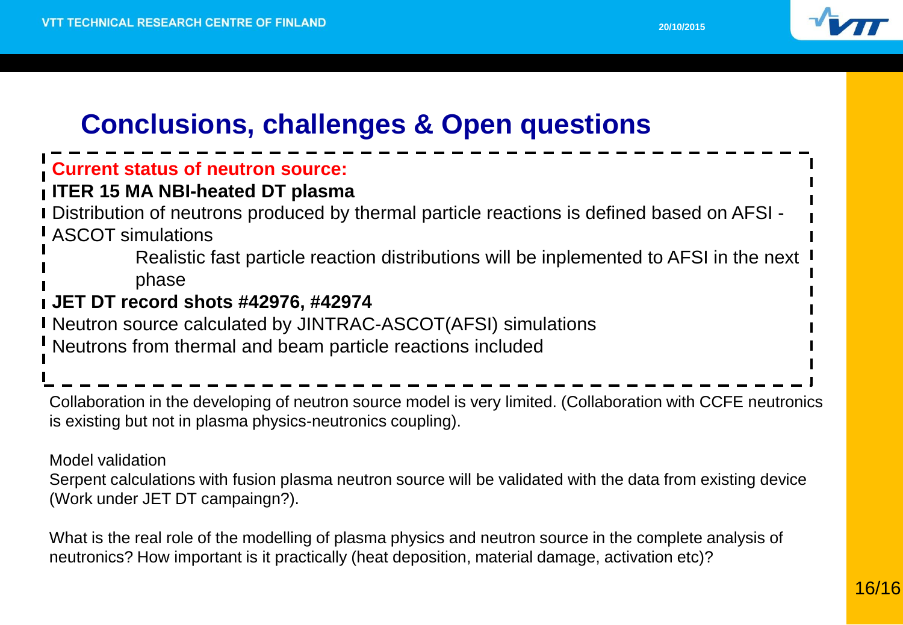# Conclusions, challenges & Open questions

**Current status of neutron source:**

**ITER 15 MA NBI-heated DT plasma**

Distribution of neutrons produced by thermal particle reactions is defined based on AFSI - ASCOT simulations

Realistic fast particle reaction distributions will be inplemented to AFSI in the next phase

**JET DT record shots #42976, #42974**

Neutron source calculated by JINTRAC-ASCOT(AFSI) simulations

Neutrons from thermal and beam particle reactions included

Collaboration in the developing of neutron source model is very limited. (Collaboration with CCFE neutronics is existing but not in plasma physics-neutronics coupling).

Model validation

Serpent calculations with fusion plasma neutron source will be validated with the data from existing device (Work under JET DT campaingn?).

What is the real role of the modelling of plasma physics and neutron source in the complete analysis of neutronics? How important is it practically (heat deposition, material damage, activation etc)?